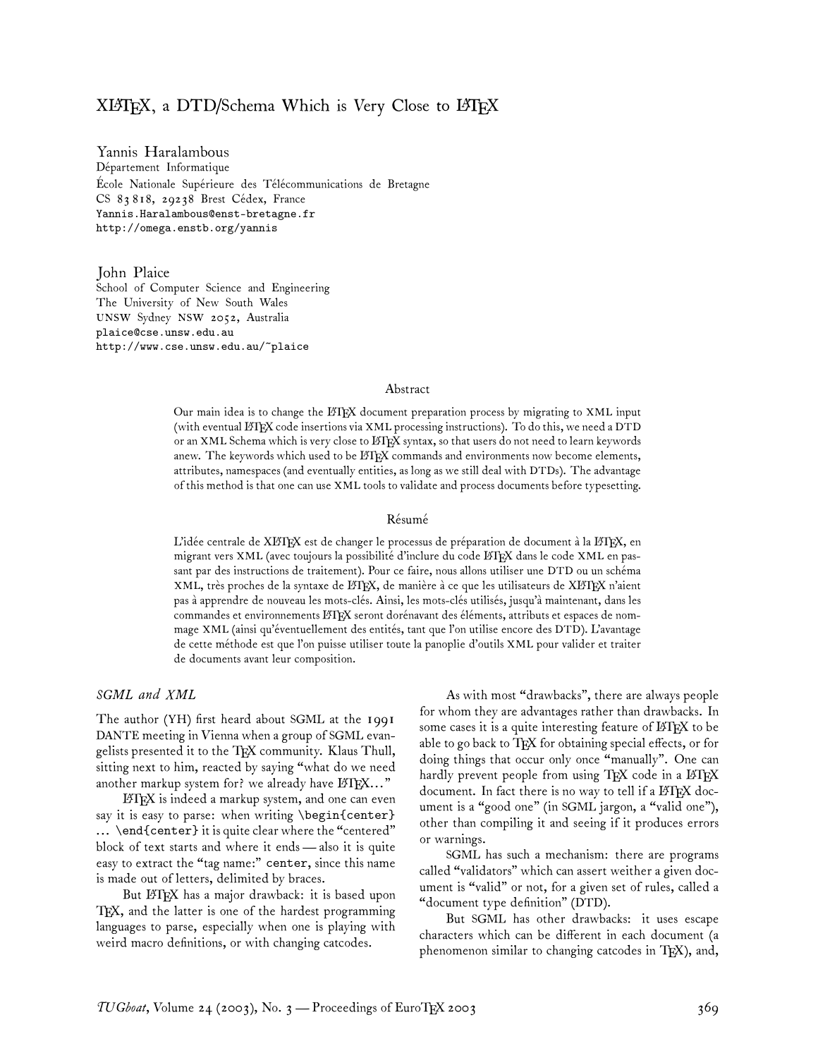# XLaTeX, a DTD/Schema Which is Very Close to LaTeX

Yannis Haralambous
Département Informatique
École Nationale Supérieure des Télécommunications de Bretagne
CS 83 818, 29238 Brest Cédex, France
Yannis.Haralambous@enst-bretagne.fr
http://omega.enstb.org/yannis

John Plaice
School of Computer Science and Engineering
The University of New South Wales
UNSW Sydney NSW 2052, Australia
plaice@cse.unsw.edu.au
http://www.cse.unsw.edu.au/~plaice

## Abstract

Our main idea is to change the LaTeX document preparation process by migrating to XML input (with eventual LaTeX code insertions via XML processing instructions). To do this, we need a DTD or an XML Schema which is very close to LaTeX syntax, so that users do not need to learn keywords anew. The keywords which used to be LaTeX commands and environments now become elements, attributes, namespaces (and eventually entities, as long as we still deal with DTDs). The advantage of this method is that one can use XML tools to validate and process documents before typesetting.

## Résumé

L'idée centrale de XLaTeX est de changer le processus de préparation de document à la LaTeX, en migrant vers XML (avec toujours la possibilité d'inclure du code LaTeX dans le code XML en passant par des instructions de traitement). Pour ce faire, nous allons utiliser une DTD ou un schéma XML, très proches de la syntaxe de LaTeX, de manière à ce que les utilisateurs de XLaTeX n'aient pas à apprendre de nouveau les mots-clés. Ainsi, les mots-clés utilisés, jusqu'à maintenant, dans les commandes et environnements LaTeX seront dorénavant des éléments, attributs et espaces de nommage XML (ainsi qu'éventuellement des entités, tant que l'on utilise encore des DTD). L'avantage de cette méthode est que l'on puisse utiliser toute la panoplie d'outils XML pour valider et traiter de documents avant leur composition.

### *SGML and XML*

The author (YH) first heard about SGML at the 1991 DANTE meeting in Vienna when a group of SGML evangelists presented it to the TeX community. Klaus Thull, sitting next to him, reacted by saying "what do we need another markup system for? we already have LaTeX..."

LaTeX is indeed a markup system, and one can even say it is easy to parse: when writing `\begin{center}` ... `\end{center}` it is quite clear where the "centered" block of text starts and where it ends — also it is quite easy to extract the "tag name:" `center`, since this name is made out of letters, delimited by braces.

But LaTeX has a major drawback: it is based upon TeX, and the latter is one of the hardest programming languages to parse, especially when one is playing with weird macro definitions, or with changing catcodes.

As with most "drawbacks", there are always people for whom they are advantages rather than drawbacks. In some cases it is a quite interesting feature of LaTeX to be able to go back to TeX for obtaining special effects, or for doing things that occur only once "manually". One can hardly prevent people from using TeX code in a LaTeX document. In fact there is no way to tell if a LaTeX document is a "good one" (in SGML jargon, a "valid one"), other than compiling it and seeing if it produces errors or warnings.

SGML has such a mechanism: there are programs called "validators" which can assert weither a given document is "valid" or not, for a given set of rules, called a "document type definition" (DTD).

But SGML has other drawbacks: it uses escape characters which can be different in each document (a phenomenon similar to changing catcodes in TeX), and,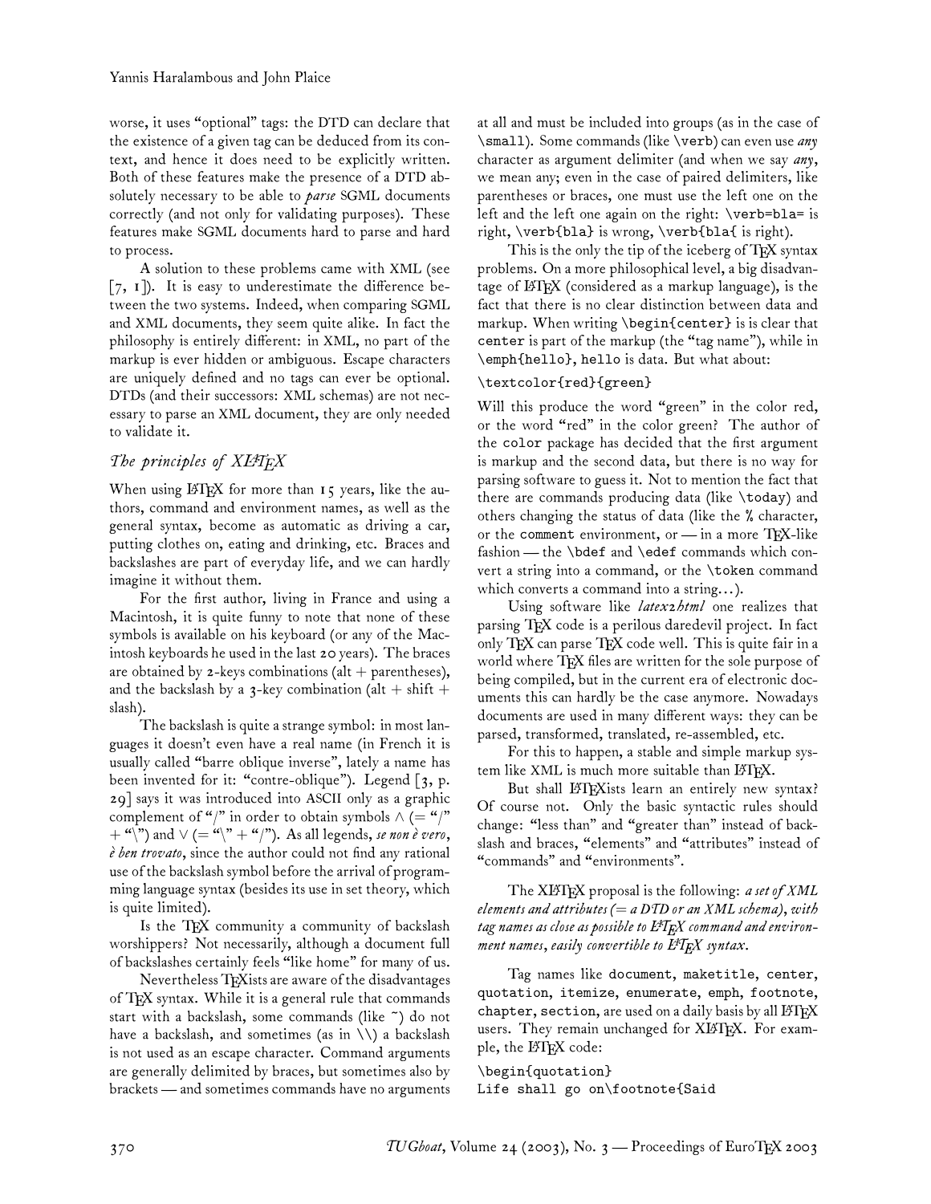worse, it uses "optional" tags: the DTD can declare that the existence of a given tag can be deduced from its context, and hence it does need to be explicitly written. Both of these features make the presence of a DTD absolutely necessary to be able to *parse* SGML documents correctly (and not only for validating purposes). These features make SGML documents hard to parse and hard to process.

A solution to these problems came with XML (see [7, 1]). It is easy to underestimate the difference between the two systems. Indeed, when comparing SGML and XML documents, they seem quite alike. In fact the philosophy is entirely different: in XML, no part of the markup is ever hidden or ambiguous. Escape characters are uniquely defined and no tags can ever be optional. DTDs (and their successors: XML schemas) are not necessary to parse an XML document, they are only needed to validate it.

## *The principles of XLaTeX*

When using LaTeX for more than 15 years, like the authors, command and environment names, as well as the general syntax, become as automatic as driving a car, putting clothes on, eating and drinking, etc. Braces and backslashes are part of everyday life, and we can hardly imagine it without them.

For the first author, living in France and using a Macintosh, it is quite funny to note that none of these symbols is available on his keyboard (or any of the Macintosh keyboards he used in the last 20 years). The braces are obtained by 2-keys combinations (alt + parentheses), and the backslash by a 3-key combination (alt + shift + slash).

The backslash is quite a strange symbol: in most languages it doesn't even have a real name (in French it is usually called "barre oblique inverse", lately a name has been invented for it: "contre-oblique"). Legend [3, p. 29] says it was introduced into ASCII only as a graphic complement of "/" in order to obtain symbols ∧ (= "/" + "\") and ∨ (= "\" + "/"). As all legends, *se non è vero, è ben trovato*, since the author could not find any rational use of the backslash symbol before the arrival of programming language syntax (besides its use in set theory, which is quite limited).

Is the TeX community a community of backslash worshippers? Not necessarily, although a document full of backslashes certainly feels "like home" for many of us.

Nevertheless TeXists are aware of the disadvantages of TeX syntax. While it is a general rule that commands start with a backslash, some commands (like ~) do not have a backslash, and sometimes (as in `\\`) a backslash is not used as an escape character. Command arguments are generally delimited by braces, but sometimes also by brackets — and sometimes commands have no arguments at all and must be included into groups (as in the case of `\small`). Some commands (like `\verb`) can even use *any* character as argument delimiter (and when we say *any*, we mean any; even in the case of paired delimiters, like parentheses or braces, one must use the left one on the left and the left one again on the right: `\verb=bla=` is right, `\verb{bla}` is wrong, `\verb{bla{` is right).

This is the only the tip of the iceberg of TeX syntax problems. On a more philosophical level, a big disadvantage of LaTeX (considered as a markup language), is the fact that there is no clear distinction between data and markup. When writing `\begin{center}` is is clear that `center` is part of the markup (the "tag name"), while in `\emph{hello}`, `hello` is data. But what about:

```
\textcolor{red}{green}
```

Will this produce the word "green" in the color red, or the word "red" in the color green? The author of the `color` package has decided that the first argument is markup and the second data, but there is no way for parsing software to guess it. Not to mention the fact that there are commands producing data (like `\today`) and others changing the status of data (like the `%` character, or the `comment` environment, or — in a more TeX-like fashion — the `\bdef` and `\edef` commands which convert a string into a command, or the `\token` command which converts a command into a string...).

Using software like *latex2html* one realizes that parsing TeX code is a perilous daredevil project. In fact only TeX can parse TeX code well. This is quite fair in a world where TeX files are written for the sole purpose of being compiled, but in the current era of electronic documents this can hardly be the case anymore. Nowadays documents are used in many different ways: they can be parsed, transformed, translated, re-assembled, etc.

For this to happen, a stable and simple markup system like XML is much more suitable than LaTeX.

But shall LaTeXists learn an entirely new syntax? Of course not. Only the basic syntactic rules should change: "less than" and "greater than" instead of backslash and braces, "elements" and "attributes" instead of "commands" and "environments".

The XLaTeX proposal is the following: *a set of XML elements and attributes (= a DTD or an XML schema), with tag names as close as possible to LaTeX command and environment names, easily convertible to LaTeX syntax.*

Tag names like `document`, `maketitle`, `center`, `quotation`, `itemize`, `enumerate`, `emph`, `footnote`, `chapter`, `section`, are used on a daily basis by all LaTeX users. They remain unchanged for XLaTeX. For example, the LaTeX code:

```
\begin{quotation}
Life shall go on\footnote{Said
```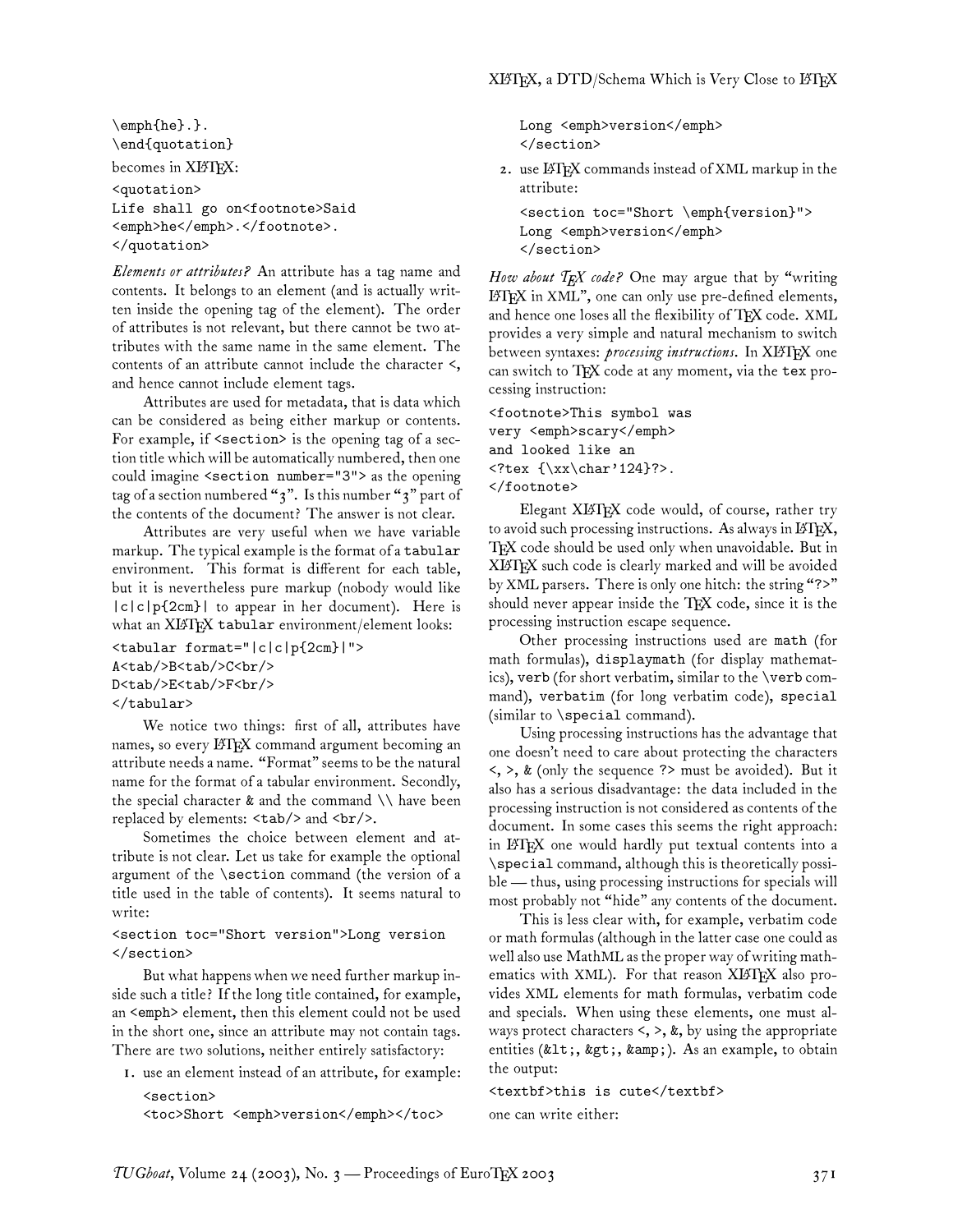```
\emph{he}.}.
\end{quotation}
```

becomes in XLaTeX:

```
<quotation>
Life shall go on<footnote>Said
<emph>he</emph>.</footnote>.
</quotation>
```

*Elements or attributes?* An attribute has a tag name and contents. It belongs to an element (and is actually written inside the opening tag of the element). The order of attributes is not relevant, but there cannot be two attributes with the same name in the same element. The contents of an attribute cannot include the character <, and hence cannot include element tags.

Attributes are used for metadata, that is data which can be considered as being either markup or contents. For example, if `<section>` is the opening tag of a section title which will be automatically numbered, then one could imagine `<section number="3">` as the opening tag of a section numbered "3". Is this number "3" part of the contents of the document? The answer is not clear.

Attributes are very useful when we have variable markup. The typical example is the format of a `tabular` environment. This format is different for each table, but it is nevertheless pure markup (nobody would like `|c|c|p{2cm}|` to appear in her document). Here is what an XLaTeX `tabular` environment/element looks:

```
<tabular format="|c|c|p{2cm}|">
A<tab/>B<tab/>C<br/>
D<tab/>E<tab/>F<br/>
</tabular>
```

We notice two things: first of all, attributes have names, so every LaTeX command argument becoming an attribute needs a name. "Format" seems to be the natural name for the format of a tabular environment. Secondly, the special character & and the command \\ have been replaced by elements: `<tab/>` and `<br/>`.

Sometimes the choice between element and attribute is not clear. Let us take for example the optional argument of the `\section` command (the version of a title used in the table of contents). It seems natural to write:

```
<section toc="Short version">Long version
</section>
```

But what happens when we need further markup inside such a title? If the long title contained, for example, an `<emph>` element, then this element could not be used in the short one, since an attribute may not contain tags. There are two solutions, neither entirely satisfactory:

1. use an element instead of an attribute, for example:

   ```
   <section>
   <toc>Short <emph>version</emph></toc>
   Long <emph>version</emph>
   </section>
   ```

2. use LaTeX commands instead of XML markup in the attribute:

   ```
   <section toc="Short \emph{version}">
   Long <emph>version</emph>
   </section>
   ```

*How about TeX code?* One may argue that by "writing LaTeX in XML", one can only use pre-defined elements, and hence one loses all the flexibility of TeX code. XML provides a very simple and natural mechanism to switch between syntaxes: *processing instructions*. In XLaTeX one can switch to TeX code at any moment, via the `tex` processing instruction:

```
<footnote>This symbol was
very <emph>scary</emph>
and looked like an
<?tex {\xx\char'124}?>.
</footnote>
```

Elegant XLaTeX code would, of course, rather try to avoid such processing instructions. As always in LaTeX, TeX code should be used only when unavoidable. But in XLaTeX such code is clearly marked and will be avoided by XML parsers. There is only one hitch: the string "?>" should never appear inside the TeX code, since it is the processing instruction escape sequence.

Other processing instructions used are `math` (for math formulas), `displaymath` (for display mathematics), `verb` (for short verbatim, similar to the `\verb` command), `verbatim` (for long verbatim code), `special` (similar to `\special` command).

Using processing instructions has the advantage that one doesn't need to care about protecting the characters <, >, & (only the sequence ?> must be avoided). But it also has a serious disadvantage: the data included in the processing instruction is not considered as contents of the document. In some cases this seems the right approach: in LaTeX one would hardly put textual contents into a `\special` command, although this is theoretically possible — thus, using processing instructions for specials will most probably not "hide" any contents of the document.

This is less clear with, for example, verbatim code or math formulas (although in the latter case one could as well also use MathML as the proper way of writing mathematics with XML). For that reason XLaTeX also provides XML elements for math formulas, verbatim code and specials. When using these elements, one must always protect characters <, >, &, by using the appropriate entities (&lt;, &gt;, &amp;). As an example, to obtain the output:

```
<textbf>this is cute</textbf>
```

one can write either: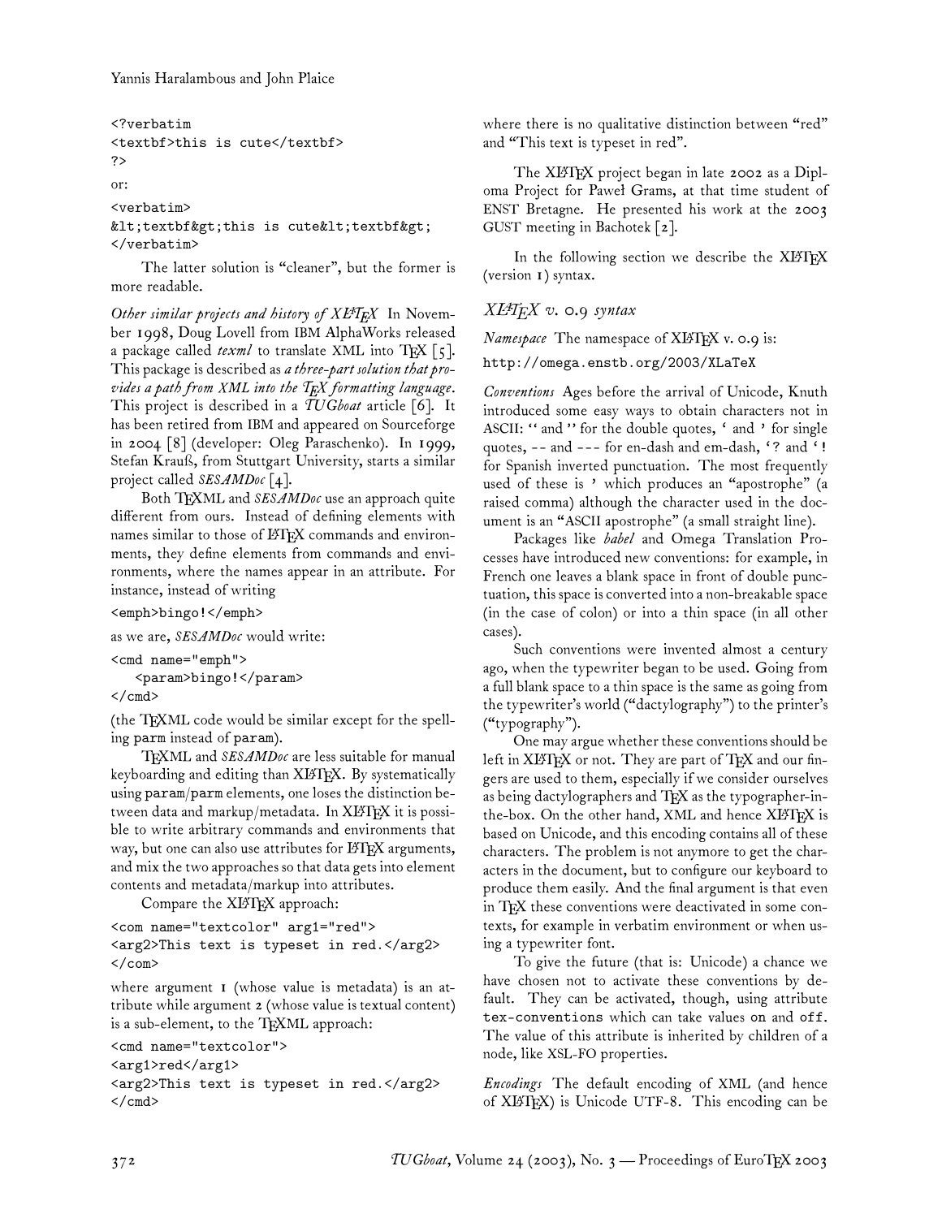```
<?verbatim
<textbf>this is cute</textbf>
?>
```

or:

```
<verbatim>
&lt;textbf&gt;this is cute&lt;textbf&gt;
</verbatim>
```

The latter solution is "cleaner", but the former is more readable.

*Other similar projects and history of XLaTeX* In November 1998, Doug Lovell from IBM AlphaWorks released a package called *texml* to translate XML into TeX [5]. This package is described as *a three-part solution that provides a path from XML into the TeX formatting language*. This project is described in a *TUGboat* article [6]. It has been retired from IBM and appeared on Sourceforge in 2004 [8] (developer: Oleg Paraschenko). In 1999, Stefan Krauß, from Stuttgart University, starts a similar project called *SESAMDoc* [4].

Both TeXML and *SESAMDoc* use an approach quite different from ours. Instead of defining elements with names similar to those of LaTeX commands and environments, they define elements from commands and environments, where the names appear in an attribute. For instance, instead of writing

```
<emph>bingo!</emph>
```

as we are, *SESAMDoc* would write:

```
<cmd name="emph">
   <param>bingo!</param>
</cmd>
```

(the TeXML code would be similar except for the spelling `parm` instead of `param`).

TeXML and *SESAMDoc* are less suitable for manual keyboarding and editing than XLaTeX. By systematically using `param`/`parm` elements, one loses the distinction between data and markup/metadata. In XLaTeX it is possible to write arbitrary commands and environments that way, but one can also use attributes for LaTeX arguments, and mix the two approaches so that data gets into element contents and metadata/markup into attributes.

Compare the XLaTeX approach:

```
<com name="textcolor" arg1="red">
<arg2>This text is typeset in red.</arg2>
</com>
```

where argument 1 (whose value is metadata) is an attribute while argument 2 (whose value is textual content) is a sub-element, to the TeXML approach:

```
<cmd name="textcolor">
<arg1>red</arg1>
<arg2>This text is typeset in red.</arg2>
</cmd>
```

where there is no qualitative distinction between "red" and "This text is typeset in red".

The XLaTeX project began in late 2002 as a Diploma Project for Paweł Grams, at that time student of ENST Bretagne. He presented his work at the 2003 GUST meeting in Bachotek [2].

In the following section we describe the XLaTeX (version 1) syntax.

## XLaTeX v. 0.9 syntax

*Namespace* The namespace of XLaTeX v. 0.9 is:

`http://omega.enstb.org/2003/XLaTeX`

*Conventions* Ages before the arrival of Unicode, Knuth introduced some easy ways to obtain characters not in ASCII: `''` and `''` for the double quotes, `'` and `'` for single quotes, `--` and `---` for en-dash and em-dash, `?'` and `!'` for Spanish inverted punctuation. The most frequently used of these is `'` which produces an "apostrophe" (a raised comma) although the character used in the document is an "ASCII apostrophe" (a small straight line).

Packages like *babel* and Omega Translation Processes have introduced new conventions: for example, in French one leaves a blank space in front of double punctuation, this space is converted into a non-breakable space (in the case of colon) or into a thin space (in all other cases).

Such conventions were invented almost a century ago, when the typewriter began to be used. Going from a full blank space to a thin space is the same as going from the typewriter's world ("dactylography") to the printer's ("typography").

One may argue whether these conventions should be left in XLaTeX or not. They are part of TeX and our fingers are used to them, especially if we consider ourselves as being dactylographers and TeX as the typographer-in-the-box. On the other hand, XML and hence XLaTeX is based on Unicode, and this encoding contains all of these characters. The problem is not anymore to get the characters in the document, but to configure our keyboard to produce them easily. And the final argument is that even in TeX these conventions were deactivated in some contexts, for example in verbatim environment or when using a typewriter font.

To give the future (that is: Unicode) a chance we have chosen not to activate these conventions by default. They can be activated, though, using attribute `tex-conventions` which can take values `on` and `off`. The value of this attribute is inherited by children of a node, like XSL-FO properties.

*Encodings* The default encoding of XML (and hence of XLaTeX) is Unicode UTF-8. This encoding can be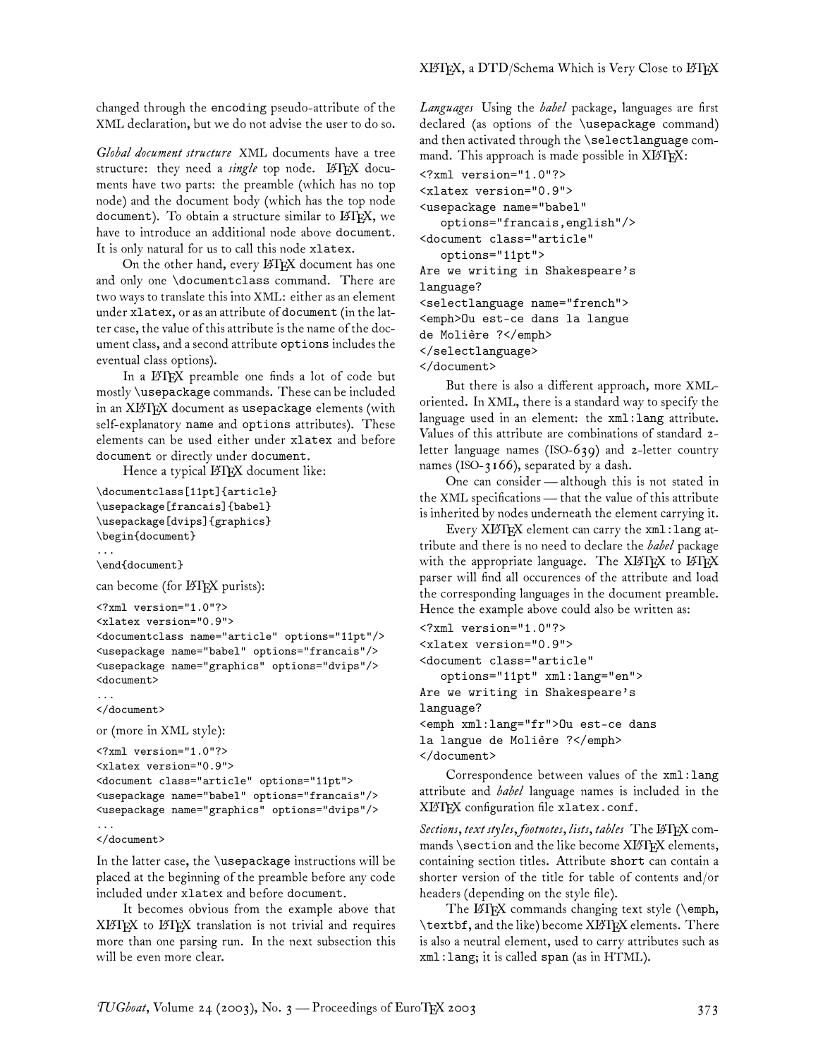changed through the encoding pseudo-attribute of the XML declaration, but we do not advise the user to do so.

*Global document structure* XML documents have a tree structure: they need a *single* top node. LaTeX documents have two parts: the preamble (which has no top node) and the document body (which has the top node document). To obtain a structure similar to LaTeX, we have to introduce an additional node above document. It is only natural for us to call this node xlatex.

On the other hand, every LaTeX document has one and only one \documentclass command. There are two ways to translate this into XML: either as an element under xlatex, or as an attribute of document (in the latter case, the value of this attribute is the name of the document class, and a second attribute options includes the eventual class options).

In a LaTeX preamble one finds a lot of code but mostly \usepackage commands. These can be included in an XLaTeX document as usepackage elements (with self-explanatory name and options attributes). These elements can be used either under xlatex and before document or directly under document.

Hence a typical LaTeX document like:

```
\documentclass[11pt]{article}
\usepackage[francais]{babel}
\usepackage[dvips]{graphics}
\begin{document}
...
\end{document}
```

can become (for LaTeX purists):

```
<?xml version="1.0"?>
<xlatex version="0.9">
<documentclass name="article" options="11pt"/>
<usepackage name="babel" options="francais"/>
<usepackage name="graphics" options="dvips"/>
<document>
...
</document>
```

or (more in XML style):

```
<?xml version="1.0"?>
<xlatex version="0.9">
<document class="article" options="11pt">
<usepackage name="babel" options="francais"/>
<usepackage name="graphics" options="dvips"/>
...
</document>
```

In the latter case, the \usepackage instructions will be placed at the beginning of the preamble before any code included under xlatex and before document.

It becomes obvious from the example above that XLaTeX to LaTeX translation is not trivial and requires more than one parsing run. In the next subsection this will be even more clear.

*Languages* Using the *babel* package, languages are first declared (as options of the \usepackage command) and then activated through the \selectlanguage command. This approach is made possible in XLaTeX:

```
<?xml version="1.0"?>
<xlatex version="0.9">
<usepackage name="babel"
   options="francais,english"/>
<document class="article"
   options="11pt">
Are we writing in Shakespeare's
language?
<selectlanguage name="french">
<emph>Ou est-ce dans la langue
de Molière ?</emph>
</selectlanguage>
</document>
```

But there is also a different approach, more XML-oriented. In XML, there is a standard way to specify the language used in an element: the xml:lang attribute. Values of this attribute are combinations of standard 2-letter language names (ISO-639) and 2-letter country names (ISO-3166), separated by a dash.

One can consider — although this is not stated in the XML specifications — that the value of this attribute is inherited by nodes underneath the element carrying it.

Every XLaTeX element can carry the xml:lang attribute and there is no need to declare the *babel* package with the appropriate language. The XLaTeX to LaTeX parser will find all occurences of the attribute and load the corresponding languages in the document preamble. Hence the example above could also be written as:

```
<?xml version="1.0"?>
<xlatex version="0.9">
<document class="article"
   options="11pt" xml:lang="en">
Are we writing in Shakespeare's
language?
<emph xml:lang="fr">Ou est-ce dans
la langue de Molière ?</emph>
</document>
```

Correspondence between values of the xml:lang attribute and *babel* language names is included in the XLaTeX configuration file xlatex.conf.

*Sections, text styles, footnotes, lists, tables* The LaTeX commands \section and the like become XLaTeX elements, containing section titles. Attribute short can contain a shorter version of the title for table of contents and/or headers (depending on the style file).

The LaTeX commands changing text style (\emph, \textbf, and the like) become XLaTeX elements. There is also a neutral element, used to carry attributes such as xml:lang; it is called span (as in HTML).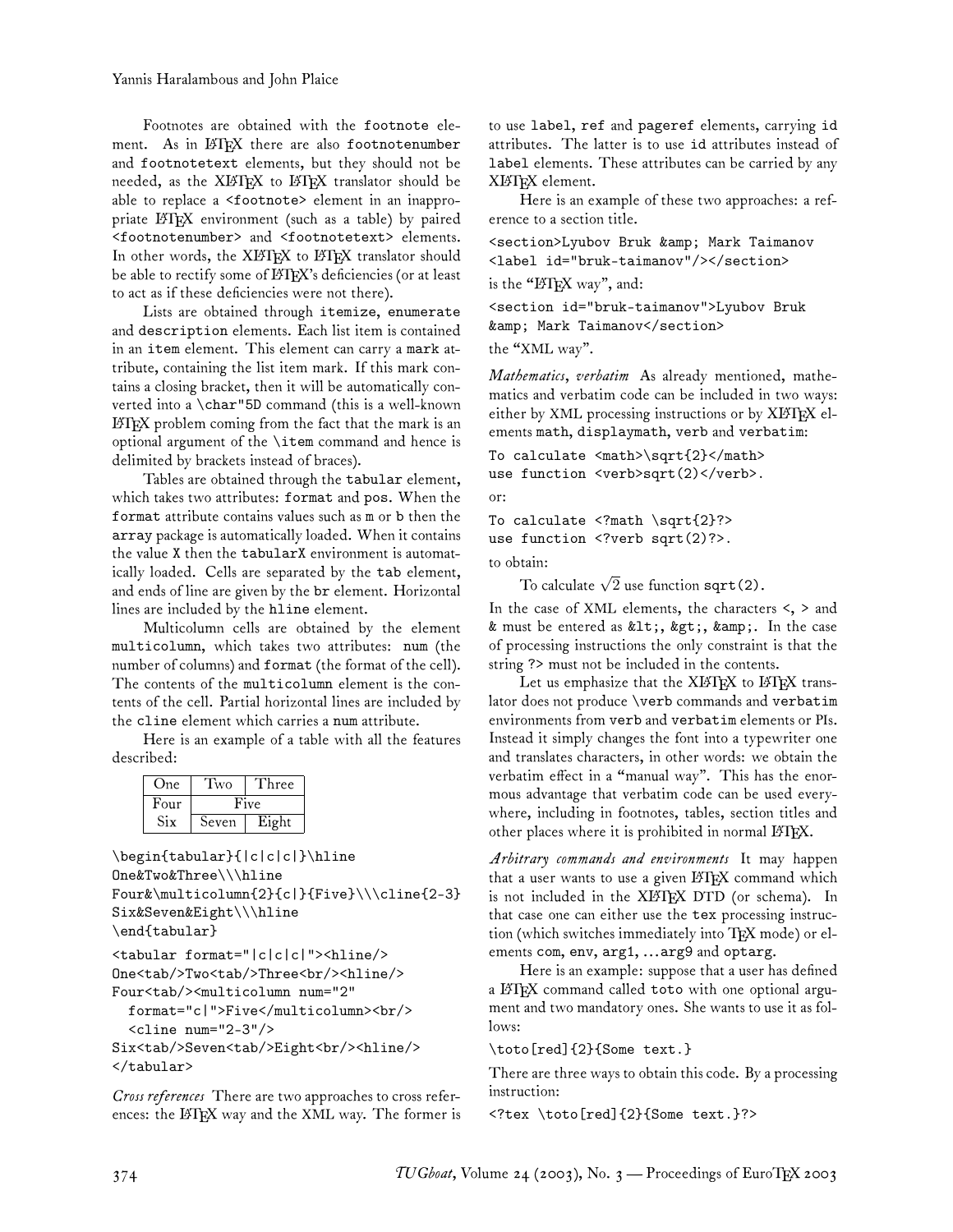Footnotes are obtained with the footnote element. As in LaTeX there are also footnotenumber and footnotetext elements, but they should not be needed, as the XLaTeX to LaTeX translator should be able to replace a <footnote> element in an inappropriate LaTeX environment (such as a table) by paired <footnotenumber> and <footnotetext> elements. In other words, the XLaTeX to LaTeX translator should be able to rectify some of LaTeX's deficiencies (or at least to act as if these deficiencies were not there).

Lists are obtained through itemize, enumerate and description elements. Each list item is contained in an item element. This element can carry a mark attribute, containing the list item mark. If this mark contains a closing bracket, then it will be automatically converted into a \char"5D command (this is a well-known LaTeX problem coming from the fact that the mark is an optional argument of the \item command and hence is delimited by brackets instead of braces).

Tables are obtained through the tabular element, which takes two attributes: format and pos. When the format attribute contains values such as m or b then the array package is automatically loaded. When it contains the value X then the tabularX environment is automatically loaded. Cells are separated by the tab element, and ends of line are given by the br element. Horizontal lines are included by the hline element.

Multicolumn cells are obtained by the element multicolumn, which takes two attributes: num (the number of columns) and format (the format of the cell). The contents of the multicolumn element is the contents of the cell. Partial horizontal lines are included by the cline element which carries a num attribute.

Here is an example of a table with all the features described:

| One | Two | Three |
|---|---|---|
| Four | Five | |
| Six | Seven | Eight |

```
\begin{tabular}{|c|c|c|}\hline
One&Two&Three\\\hline
Four&\multicolumn{2}{c|}{Five}\\\cline{2-3}
Six&Seven&Eight\\\hline
\end{tabular}
```

```
<tabular format="|c|c|c|"><hline/>
One<tab/>Two<tab/>Three<br/><hline/>
Four<tab/><multicolumn num="2"
  format="c|">Five</multicolumn><br/>
  <cline num="2-3"/>
Six<tab/>Seven<tab/>Eight<br/><hline/>
</tabular>
```

*Cross references* There are two approaches to cross references: the LaTeX way and the XML way. The former is to use label, ref and pageref elements, carrying id attributes. The latter is to use id attributes instead of label elements. These attributes can be carried by any XLaTeX element.

Here is an example of these two approaches: a reference to a section title.

```
<section>Lyubov Bruk &amp; Mark Taimanov
<label id="bruk-taimanov"/></section>
```

is the "LaTeX way", and:

```
<section id="bruk-taimanov">Lyubov Bruk
&amp; Mark Taimanov</section>
```

the "XML way".

*Mathematics, verbatim* As already mentioned, mathematics and verbatim code can be included in two ways: either by XML processing instructions or by XLaTeX elements math, displaymath, verb and verbatim:

```
To calculate <math>\sqrt{2}</math>
use function <verb>sqrt(2)</verb>.
```

or:

```
To calculate <?math \sqrt{2}?>
use function <?verb sqrt(2)?>.
```

to obtain:

To calculate $\sqrt{2}$ use function sqrt(2).

In the case of XML elements, the characters <, > and & must be entered as &lt;, &gt;, &amp;. In the case of processing instructions the only constraint is that the string ?> must not be included in the contents.

Let us emphasize that the XLaTeX to LaTeX translator does not produce \verb commands and verbatim environments from verb and verbatim elements or PIs. Instead it simply changes the font into a typewriter one and translates characters, in other words: we obtain the verbatim effect in a "manual way". This has the enormous advantage that verbatim code can be used everywhere, including in footnotes, tables, section titles and other places where it is prohibited in normal LaTeX.

*Arbitrary commands and environments* It may happen that a user wants to use a given LaTeX command which is not included in the XLaTeX DTD (or schema). In that case one can either use the tex processing instruction (which switches immediately into TeX mode) or elements com, env, arg1, …arg9 and optarg.

Here is an example: suppose that a user has defined a LaTeX command called toto with one optional argument and two mandatory ones. She wants to use it as follows:

```
\toto[red]{2}{Some text.}
```

There are three ways to obtain this code. By a processing instruction:

```
<?tex \toto[red]{2}{Some text.}?>
```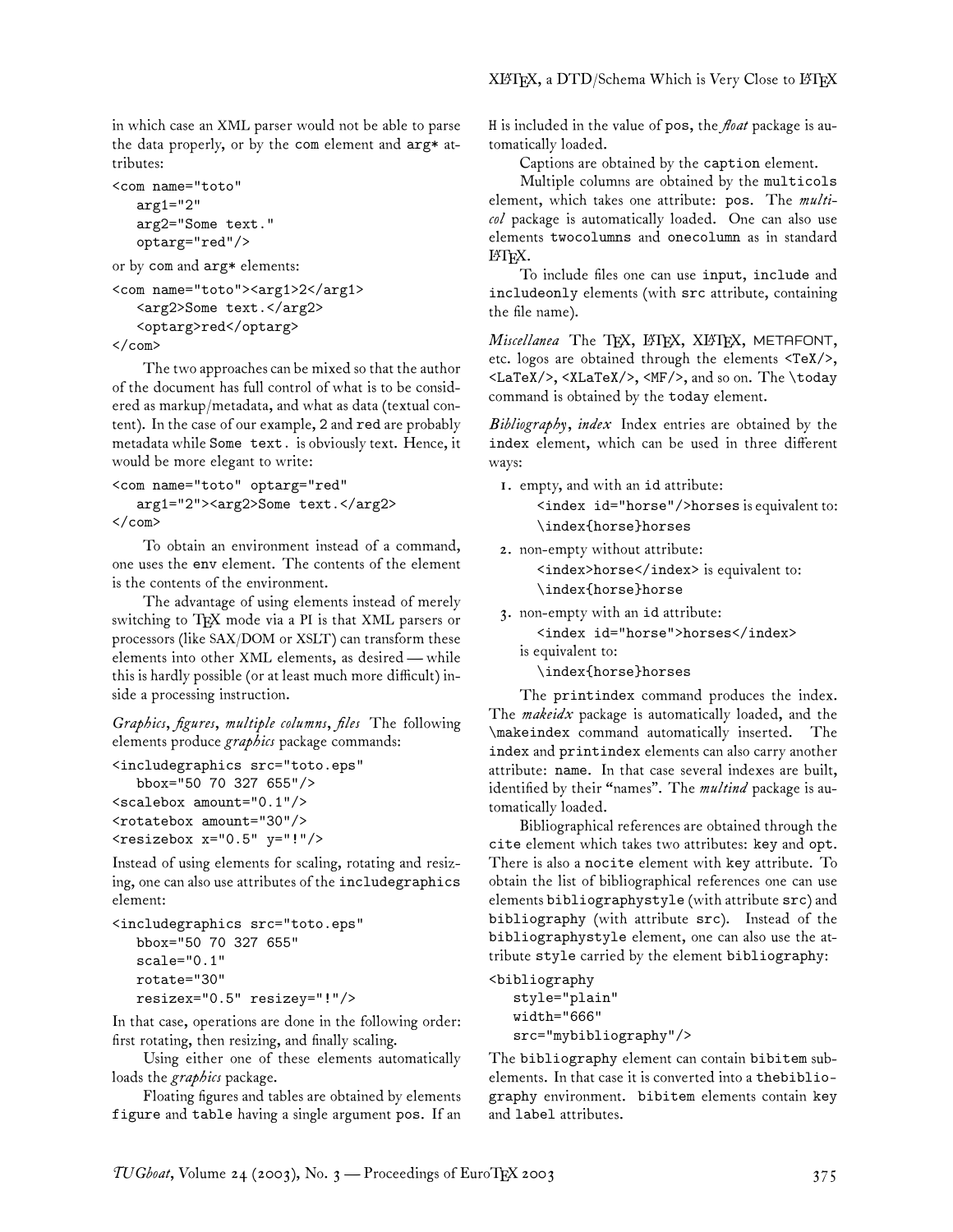in which case an XML parser would not be able to parse the data properly, or by the com element and arg* attributes:

```
<com name="toto"
   arg1="2"
   arg2="Some text."
   optarg="red"/>
```

or by com and arg* elements:

```
<com name="toto"><arg1>2</arg1>
   <arg2>Some text.</arg2>
   <optarg>red</optarg>
</com>
```

The two approaches can be mixed so that the author of the document has full control of what is to be considered as markup/metadata, and what as data (textual content). In the case of our example, 2 and red are probably metadata while Some text. is obviously text. Hence, it would be more elegant to write:

```
<com name="toto" optarg="red"
   arg1="2"><arg2>Some text.</arg2>
</com>
```

To obtain an environment instead of a command, one uses the env element. The contents of the element is the contents of the environment.

The advantage of using elements instead of merely switching to TeX mode via a PI is that XML parsers or processors (like SAX/DOM or XSLT) can transform these elements into other XML elements, as desired — while this is hardly possible (or at least much more difficult) inside a processing instruction.

*Graphics, figures, multiple columns, files* The following elements produce *graphics* package commands:

```
<includegraphics src="toto.eps"
   bbox="50 70 327 655"/>
<scalebox amount="0.1"/>
<rotatebox amount="30"/>
<resizebox x="0.5" y="!"/>
```

Instead of using elements for scaling, rotating and resizing, one can also use attributes of the includegraphics element:

```
<includegraphics src="toto.eps"
   bbox="50 70 327 655"
   scale="0.1"
   rotate="30"
   resizex="0.5" resizey="!"/>
```

In that case, operations are done in the following order: first rotating, then resizing, and finally scaling.

Using either one of these elements automatically loads the *graphics* package.

Floating figures and tables are obtained by elements figure and table having a single argument pos. If an H is included in the value of pos, the *float* package is automatically loaded.

Captions are obtained by the caption element.

Multiple columns are obtained by the multicols element, which takes one attribute: pos. The *multicol* package is automatically loaded. One can also use elements twocolumns and onecolumn as in standard LaTeX.

To include files one can use input, include and includeonly elements (with src attribute, containing the file name).

*Miscellanea* The TeX, LaTeX, XLaTeX, METAFONT, etc. logos are obtained through the elements <TeX/>, <LaTeX/>, <XLaTeX/>, <MF/>, and so on. The \today command is obtained by the today element.

*Bibliography, index* Index entries are obtained by the index element, which can be used in three different ways:

1. empty, and with an id attribute:
   <index id="horse"/>horses is equivalent to:
   \index{horse}horses
2. non-empty without attribute:
   <index>horse</index> is equivalent to:
   \index{horse}horse
3. non-empty with an id attribute:
   <index id="horse">horses</index>
   is equivalent to:
   \index{horse}horses

The printindex command produces the index. The *makeidx* package is automatically loaded, and the \makeindex command automatically inserted. The index and printindex elements can also carry another attribute: name. In that case several indexes are built, identified by their "names". The *multind* package is automatically loaded.

Bibliographical references are obtained through the cite element which takes two attributes: key and opt. There is also a nocite element with key attribute. To obtain the list of bibliographical references one can use elements bibliographystyle (with attribute src) and bibliography (with attribute src). Instead of the bibliographystyle element, one can also use the attribute style carried by the element bibliography:

```
<bibliography
   style="plain"
   width="666"
   src="mybibliography"/>
```

The bibliography element can contain bibitem subelements. In that case it is converted into a thebibliography environment. bibitem elements contain key and label attributes.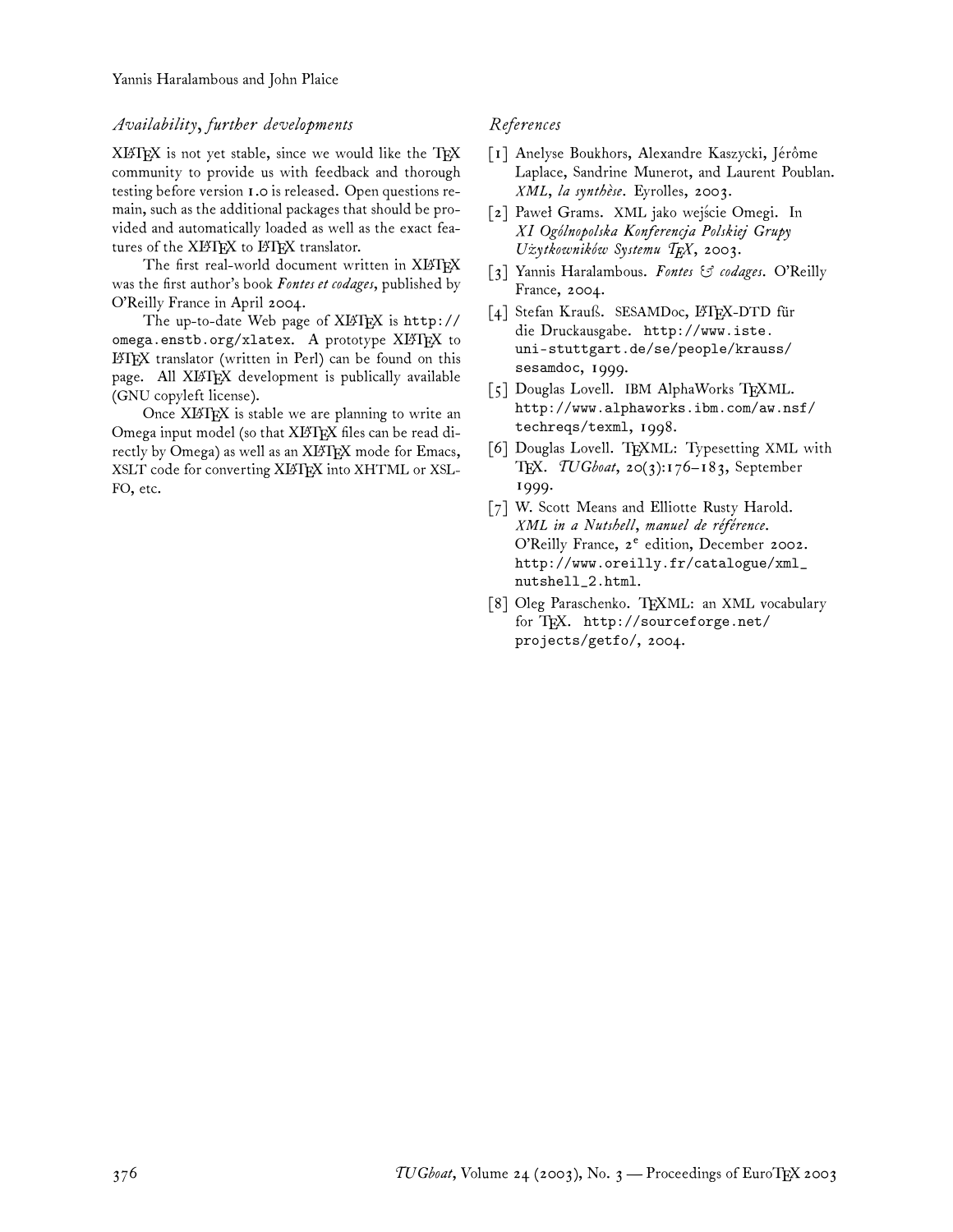## *Availability, further developments*

XLaTeX is not yet stable, since we would like the TeX community to provide us with feedback and thorough testing before version 1.0 is released. Open questions remain, such as the additional packages that should be provided and automatically loaded as well as the exact features of the XLaTeX to LaTeX translator.

The first real-world document written in XLaTeX was the first author's book *Fontes et codages*, published by O'Reilly France in April 2004.

The up-to-date Web page of XLaTeX is `http://omega.enstb.org/xlatex`. A prototype XLaTeX to LaTeX translator (written in Perl) can be found on this page. All XLaTeX development is publically available (GNU copyleft license).

Once XLaTeX is stable we are planning to write an Omega input model (so that XLaTeX files can be read directly by Omega) as well as an XLaTeX mode for Emacs, XSLT code for converting XLaTeX into XHTML or XSL-FO, etc.

## *References*

[1] Anelyse Boukhors, Alexandre Kaszycki, Jérôme Laplace, Sandrine Munerot, and Laurent Poublan. *XML, la synthèse*. Eyrolles, 2003.

[2] Paweł Grams. XML jako wejście Omegi. In *XI Ogólnopolska Konferencja Polskiej Grupy Użytkowników Systemu TeX*, 2003.

[3] Yannis Haralambous. *Fontes & codages*. O'Reilly France, 2004.

[4] Stefan Krauß. SESAMDoc, LaTeX-DTD für die Druckausgabe. `http://www.iste.uni-stuttgart.de/se/people/krauss/sesamdoc`, 1999.

[5] Douglas Lovell. IBM AlphaWorks TeXML. `http://www.alphaworks.ibm.com/aw.nsf/techreqs/texml`, 1998.

[6] Douglas Lovell. TeXML: Typesetting XML with TeX. *TUGboat*, 20(3):176–183, September 1999.

[7] W. Scott Means and Elliotte Rusty Harold. *XML in a Nutshell, manuel de référence*. O'Reilly France, 2$^{e}$ edition, December 2002. `http://www.oreilly.fr/catalogue/xml_nutshell_2.html`.

[8] Oleg Paraschenko. TeXML: an XML vocabulary for TeX. `http://sourceforge.net/projects/getfo/`, 2004.